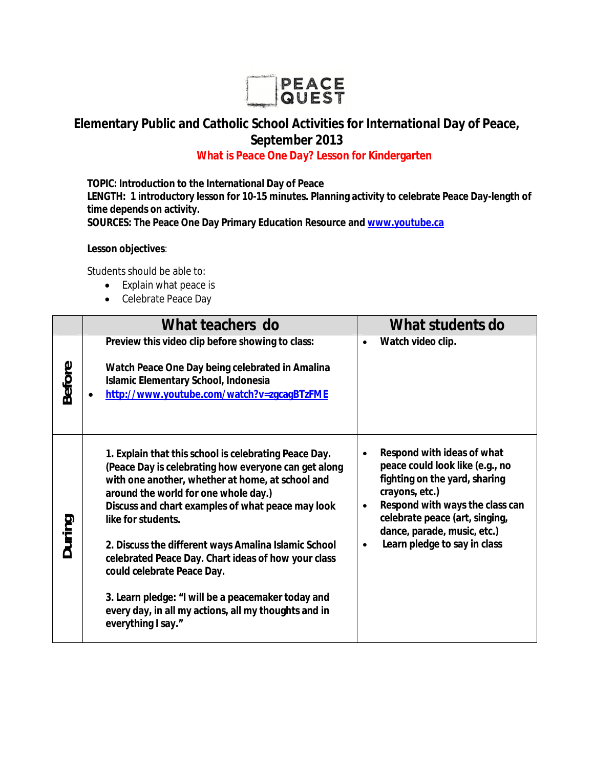PEACE QUEST

# Elementary Public and Catholic School Activities for International Day of Peace, September 2013

## What is Peace One Day? Lesson for Kindergarten

**TOPIC: Introduction to the International Day of Peace**
**LENGTH: 1 introductory lesson for 10-15 minutes. Planning activity to celebrate Peace Day-length of time depends on activity.**
**SOURCES: The Peace One Day Primary Education Resource and [www.youtube.ca](www.youtube.ca)**

**Lesson objectives**:

Students should be able to:

- Explain what peace is
- Celebrate Peace Day

| | What teachers do | What students do |
|---|---|---|
| **Before** | **Preview this video clip before showing to class:**<br><br>**Watch Peace One Day being celebrated in Amalina Islamic Elementary School, Indonesia**<br>• **[http://www.youtube.com/watch?v=zgcagBTzFME](http://www.youtube.com/watch?v=zgcagBTzFME)** | • **Watch video clip.** |
| **During** | **1. Explain that this school is celebrating Peace Day. (Peace Day is celebrating how everyone can get along with one another, whether at home, at school and around the world for one whole day.) Discuss and chart examples of what peace may look like for students.**<br><br>**2. Discuss the different ways Amalina Islamic School celebrated Peace Day. Chart ideas of how your class could celebrate Peace Day.**<br><br>**3. Learn pledge: "I will be a peacemaker today and every day, in all my actions, all my thoughts and in everything I say."** | • **Respond with ideas of what peace could look like (e.g., no fighting on the yard, sharing crayons, etc.)**<br>• **Respond with ways the class can celebrate peace (art, singing, dance, parade, music, etc.)**<br>• **Learn pledge to say in class** |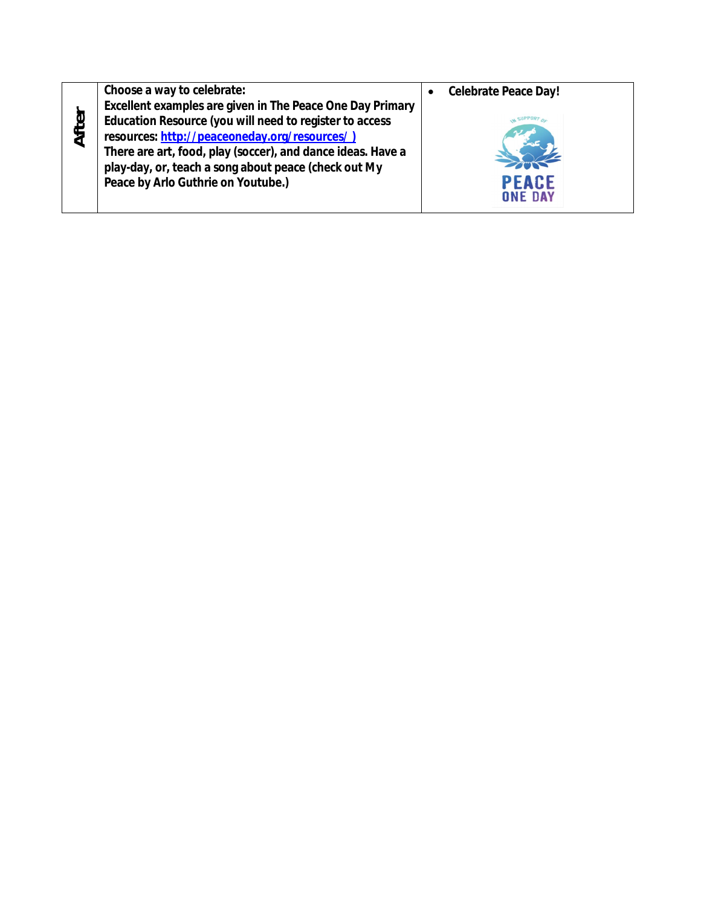| | | |
|---|---|---|
| After | **Choose a way to celebrate:**<br>**Excellent examples are given in The Peace One Day Primary Education Resource (you will need to register to access resources: [http://peaceoneday.org/resources/ )](http://peaceoneday.org/resources/)**<br>**There are art, food, play (soccer), and dance ideas. Have a play-day, or, teach a song about peace (check out My Peace by Arlo Guthrie on Youtube.)** | • **Celebrate Peace Day!**<br>IN SUPPORT OF<br>PEACE<br>ONE DAY |